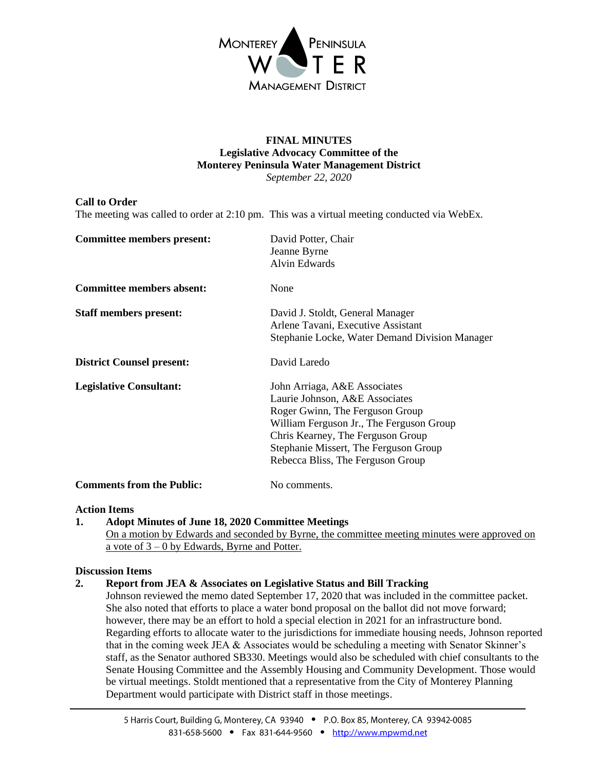MONTEREY PENINSULA WATER MANAGEMENT DISTRICT

**FINAL MINUTES**
**Legislative Advocacy Committee of the**
**Monterey Peninsula Water Management District**
*September 22, 2020*

**Call to Order**
The meeting was called to order at 2:10 pm. This was a virtual meeting conducted via WebEx.

**Committee members present:** David Potter, Chair
Jeanne Byrne
Alvin Edwards

**Committee members absent:** None

**Staff members present:** David J. Stoldt, General Manager
Arlene Tavani, Executive Assistant
Stephanie Locke, Water Demand Division Manager

**District Counsel present:** David Laredo

**Legislative Consultant:** John Arriaga, A&E Associates
Laurie Johnson, A&E Associates
Roger Gwinn, The Ferguson Group
William Ferguson Jr., The Ferguson Group
Chris Kearney, The Ferguson Group
Stephanie Missert, The Ferguson Group
Rebecca Bliss, The Ferguson Group

**Comments from the Public:** No comments.

**Action Items**

**1. Adopt Minutes of June 18, 2020 Committee Meetings**
On a motion by Edwards and seconded by Byrne, the committee meeting minutes were approved on a vote of 3 – 0 by Edwards, Byrne and Potter.

**Discussion Items**

**2. Report from JEA & Associates on Legislative Status and Bill Tracking**
Johnson reviewed the memo dated September 17, 2020 that was included in the committee packet. She also noted that efforts to place a water bond proposal on the ballot did not move forward; however, there may be an effort to hold a special election in 2021 for an infrastructure bond. Regarding efforts to allocate water to the jurisdictions for immediate housing needs, Johnson reported that in the coming week JEA & Associates would be scheduling a meeting with Senator Skinner's staff, as the Senator authored SB330. Meetings would also be scheduled with chief consultants to the Senate Housing Committee and the Assembly Housing and Community Development. Those would be virtual meetings. Stoldt mentioned that a representative from the City of Monterey Planning Department would participate with District staff in those meetings.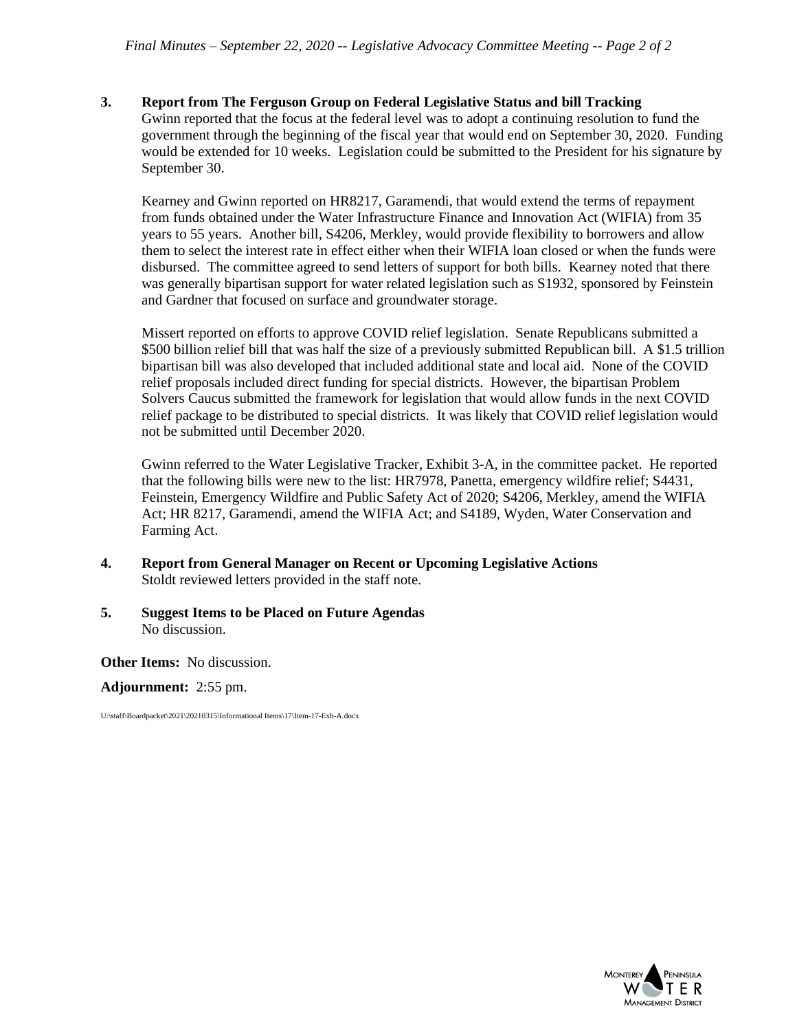**3. Report from The Ferguson Group on Federal Legislative Status and bill Tracking**

Gwinn reported that the focus at the federal level was to adopt a continuing resolution to fund the government through the beginning of the fiscal year that would end on September 30, 2020. Funding would be extended for 10 weeks. Legislation could be submitted to the President for his signature by September 30.

Kearney and Gwinn reported on HR8217, Garamendi, that would extend the terms of repayment from funds obtained under the Water Infrastructure Finance and Innovation Act (WIFIA) from 35 years to 55 years. Another bill, S4206, Merkley, would provide flexibility to borrowers and allow them to select the interest rate in effect either when their WIFIA loan closed or when the funds were disbursed. The committee agreed to send letters of support for both bills. Kearney noted that there was generally bipartisan support for water related legislation such as S1932, sponsored by Feinstein and Gardner that focused on surface and groundwater storage.

Missert reported on efforts to approve COVID relief legislation. Senate Republicans submitted a $500 billion relief bill that was half the size of a previously submitted Republican bill. A $1.5 trillion bipartisan bill was also developed that included additional state and local aid. None of the COVID relief proposals included direct funding for special districts. However, the bipartisan Problem Solvers Caucus submitted the framework for legislation that would allow funds in the next COVID relief package to be distributed to special districts. It was likely that COVID relief legislation would not be submitted until December 2020.

Gwinn referred to the Water Legislative Tracker, Exhibit 3-A, in the committee packet. He reported that the following bills were new to the list: HR7978, Panetta, emergency wildfire relief; S4431, Feinstein, Emergency Wildfire and Public Safety Act of 2020; S4206, Merkley, amend the WIFIA Act; HR 8217, Garamendi, amend the WIFIA Act; and S4189, Wyden, Water Conservation and Farming Act.

**4. Report from General Manager on Recent or Upcoming Legislative Actions**

Stoldt reviewed letters provided in the staff note.

**5. Suggest Items to be Placed on Future Agendas**

No discussion.

**Other Items:** No discussion.

**Adjournment:** 2:55 pm.

U:\staff\Boardpacket\2021\20210315\Informational Items\17\Item-17-Exh-A.docx